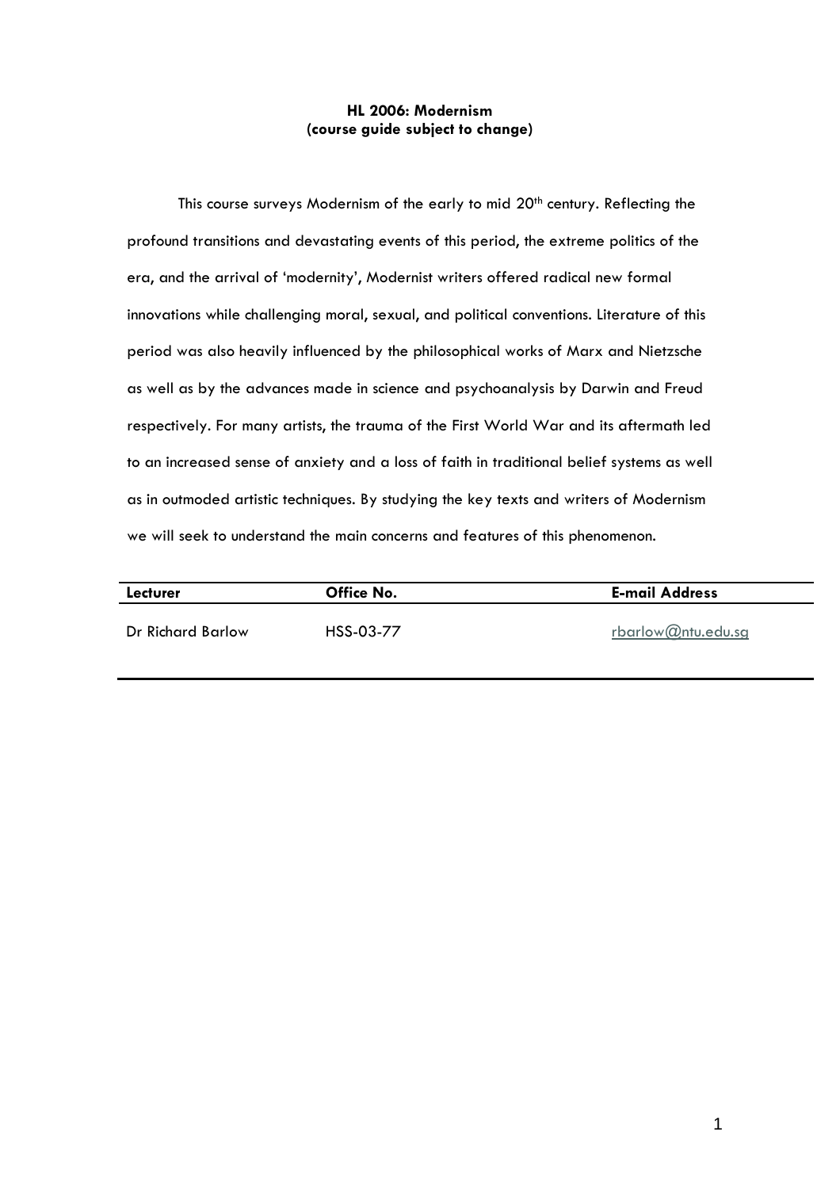**HL 2006: Modernism**
**(course guide subject to change)**

This course surveys Modernism of the early to mid 20th century. Reflecting the profound transitions and devastating events of this period, the extreme politics of the era, and the arrival of 'modernity', Modernist writers offered radical new formal innovations while challenging moral, sexual, and political conventions. Literature of this period was also heavily influenced by the philosophical works of Marx and Nietzsche as well as by the advances made in science and psychoanalysis by Darwin and Freud respectively. For many artists, the trauma of the First World War and its aftermath led to an increased sense of anxiety and a loss of faith in traditional belief systems as well as in outmoded artistic techniques. By studying the key texts and writers of Modernism we will seek to understand the main concerns and features of this phenomenon.

| Lecturer | Office No. | E-mail Address |
| --- | --- | --- |
| Dr Richard Barlow | HSS-03-77 | rbarlow@ntu.edu.sg |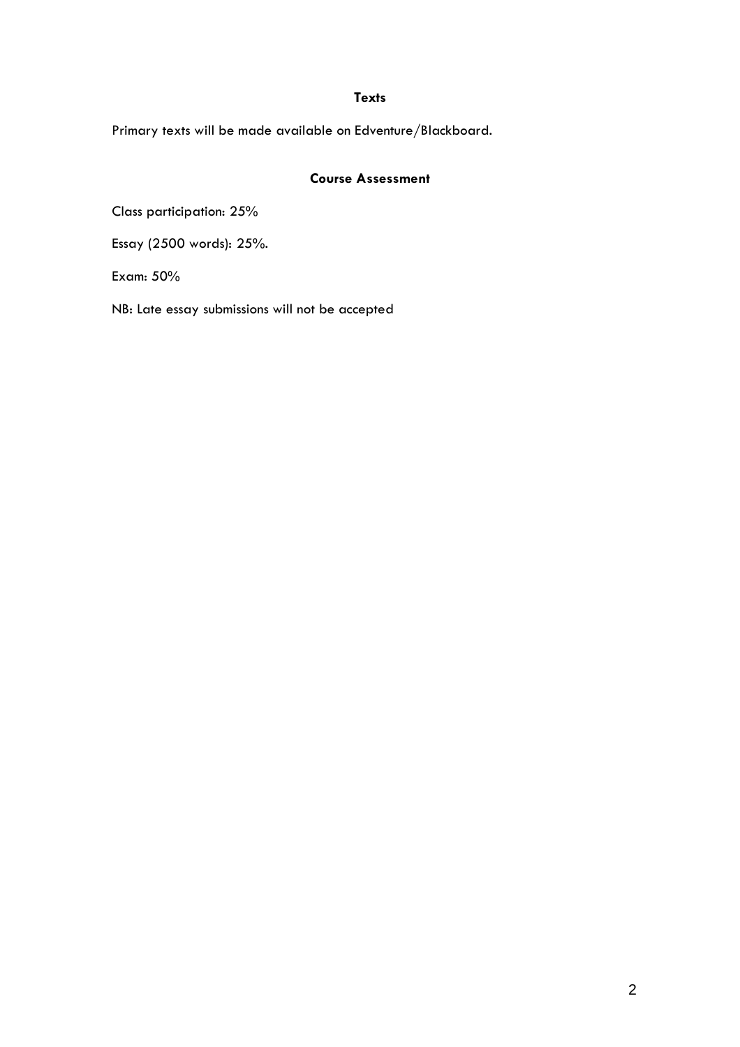## Texts

Primary texts will be made available on Edventure/Blackboard.

## Course Assessment

Class participation: 25%

Essay (2500 words): 25%.

Exam: 50%

NB: Late essay submissions will not be accepted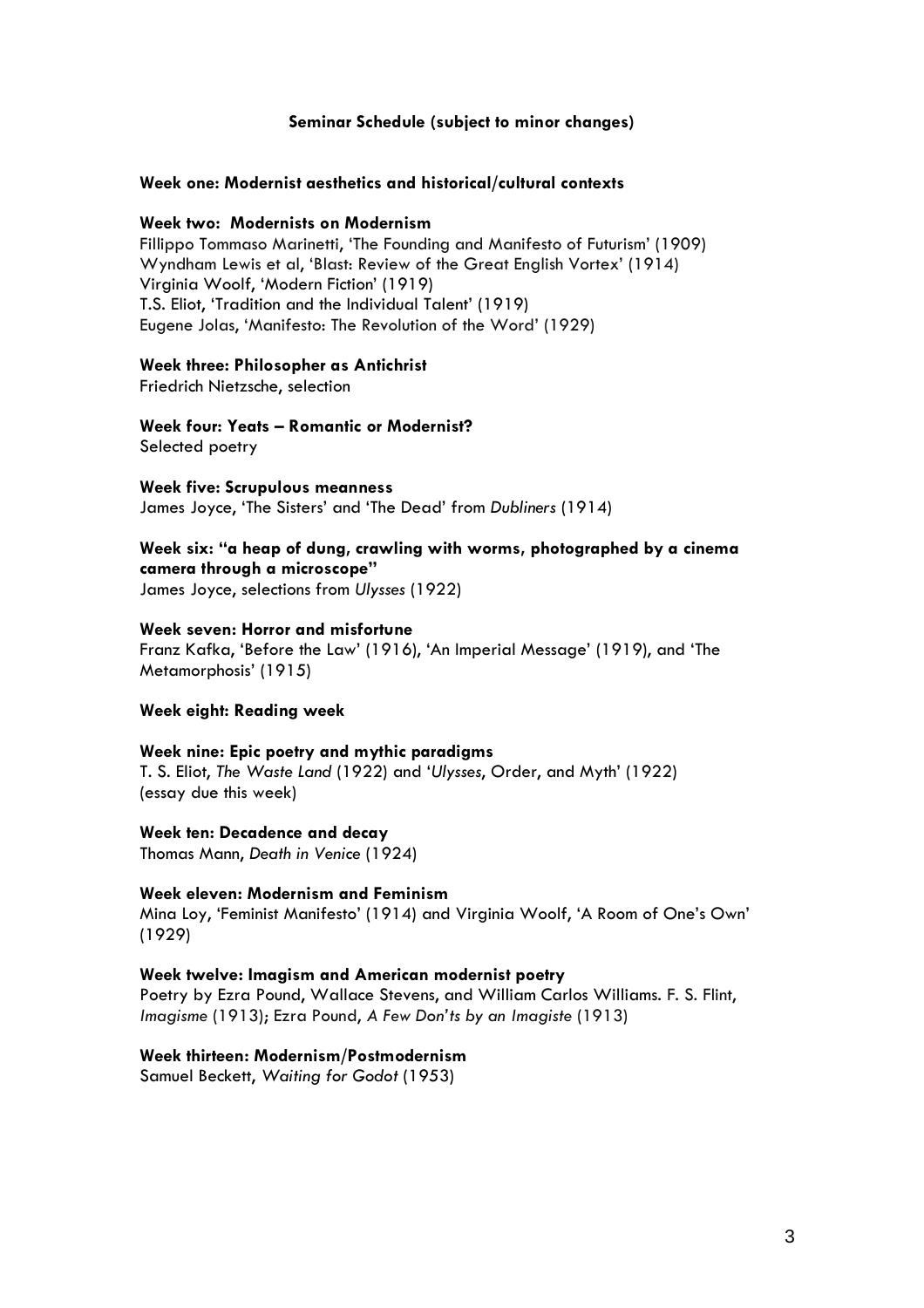## Seminar Schedule (subject to minor changes)

**Week one: Modernist aesthetics and historical/cultural contexts**

**Week two: Modernists on Modernism**
Fillippo Tommaso Marinetti, 'The Founding and Manifesto of Futurism' (1909)
Wyndham Lewis et al, 'Blast: Review of the Great English Vortex' (1914)
Virginia Woolf, 'Modern Fiction' (1919)
T.S. Eliot, 'Tradition and the Individual Talent' (1919)
Eugene Jolas, 'Manifesto: The Revolution of the Word' (1929)

**Week three: Philosopher as Antichrist**
Friedrich Nietzsche, selection

**Week four: Yeats – Romantic or Modernist?**
Selected poetry

**Week five: Scrupulous meanness**
James Joyce, 'The Sisters' and 'The Dead' from *Dubliners* (1914)

**Week six: "a heap of dung, crawling with worms, photographed by a cinema camera through a microscope"**
James Joyce, selections from *Ulysses* (1922)

**Week seven: Horror and misfortune**
Franz Kafka, 'Before the Law' (1916), 'An Imperial Message' (1919), and 'The Metamorphosis' (1915)

**Week eight: Reading week**

**Week nine: Epic poetry and mythic paradigms**
T. S. Eliot, *The Waste Land* (1922) and '*Ulysses*, Order, and Myth' (1922)
(essay due this week)

**Week ten: Decadence and decay**
Thomas Mann, *Death in Venice* (1924)

**Week eleven: Modernism and Feminism**
Mina Loy, 'Feminist Manifesto' (1914) and Virginia Woolf, 'A Room of One's Own' (1929)

**Week twelve: Imagism and American modernist poetry**
Poetry by Ezra Pound, Wallace Stevens, and William Carlos Williams. F. S. Flint, *Imagisme* (1913); Ezra Pound, *A Few Don'ts by an Imagiste* (1913)

**Week thirteen: Modernism/Postmodernism**
Samuel Beckett, *Waiting for Godot* (1953)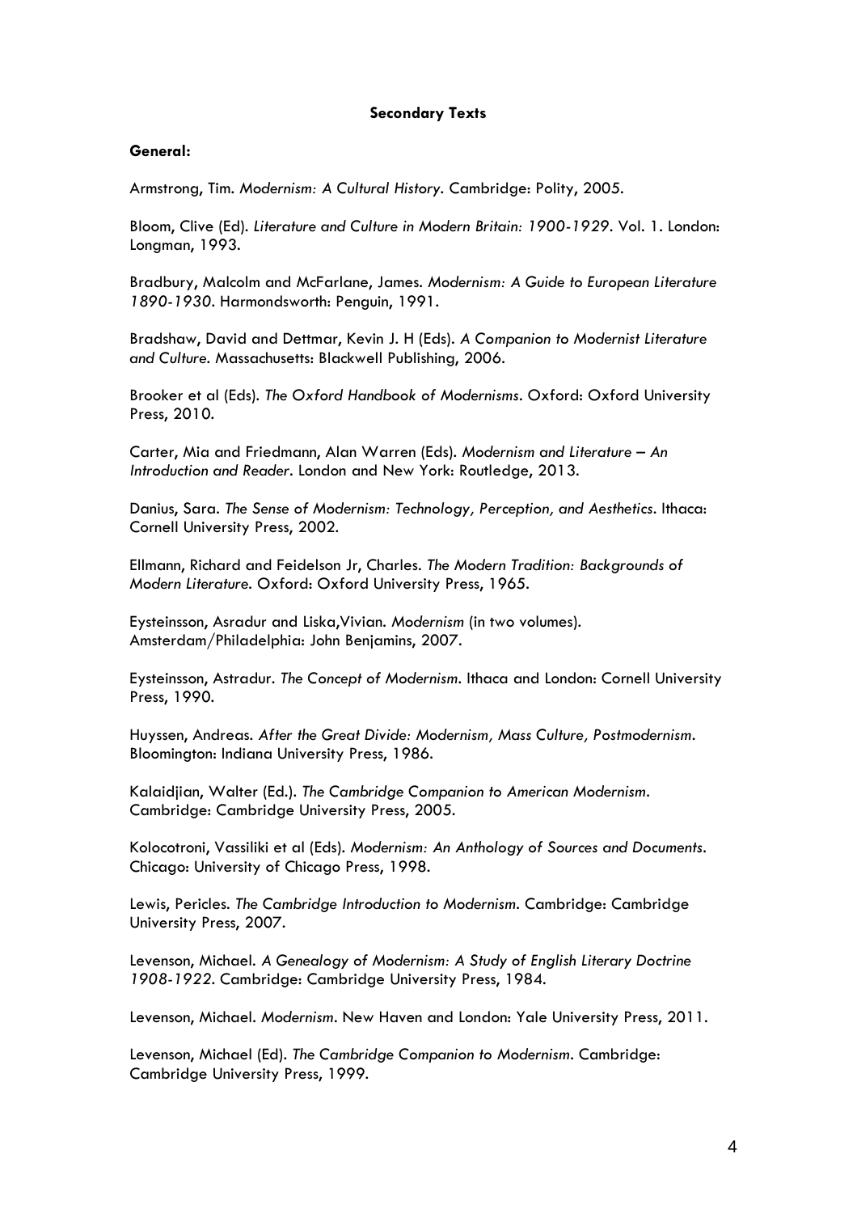**Secondary Texts**

**General:**

Armstrong, Tim. *Modernism: A Cultural History*. Cambridge: Polity, 2005.

Bloom, Clive (Ed). *Literature and Culture in Modern Britain: 1900-1929*. Vol. 1. London: Longman, 1993.

Bradbury, Malcolm and McFarlane, James. *Modernism: A Guide to European Literature 1890-1930*. Harmondsworth: Penguin, 1991.

Bradshaw, David and Dettmar, Kevin J. H (Eds). *A Companion to Modernist Literature and Culture*. Massachusetts: Blackwell Publishing, 2006.

Brooker et al (Eds). *The Oxford Handbook of Modernisms*. Oxford: Oxford University Press, 2010.

Carter, Mia and Friedmann, Alan Warren (Eds). *Modernism and Literature – An Introduction and Reader*. London and New York: Routledge, 2013.

Danius, Sara. *The Sense of Modernism: Technology, Perception, and Aesthetics*. Ithaca: Cornell University Press, 2002.

Ellmann, Richard and Feidelson Jr, Charles. *The Modern Tradition: Backgrounds of Modern Literature*. Oxford: Oxford University Press, 1965.

Eysteinsson, Asradur and Liska,Vivian. *Modernism* (in two volumes). Amsterdam/Philadelphia: John Benjamins, 2007.

Eysteinsson, Astradur. *The Concept of Modernism*. Ithaca and London: Cornell University Press, 1990.

Huyssen, Andreas. *After the Great Divide: Modernism, Mass Culture, Postmodernism*. Bloomington: Indiana University Press, 1986.

Kalaidjian, Walter (Ed.). *The Cambridge Companion to American Modernism*. Cambridge: Cambridge University Press, 2005.

Kolocotroni, Vassiliki et al (Eds). *Modernism: An Anthology of Sources and Documents*. Chicago: University of Chicago Press, 1998.

Lewis, Pericles. *The Cambridge Introduction to Modernism*. Cambridge: Cambridge University Press, 2007.

Levenson, Michael. *A Genealogy of Modernism: A Study of English Literary Doctrine 1908-1922*. Cambridge: Cambridge University Press, 1984.

Levenson, Michael. *Modernism*. New Haven and London: Yale University Press, 2011.

Levenson, Michael (Ed). *The Cambridge Companion to Modernism*. Cambridge: Cambridge University Press, 1999.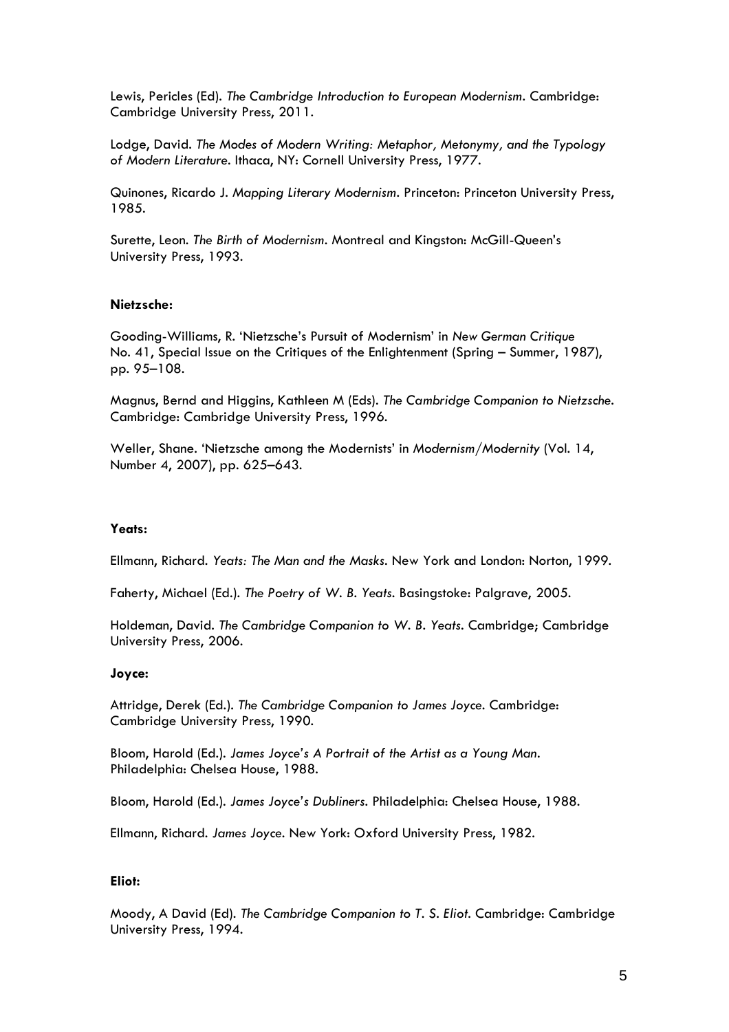Lewis, Pericles (Ed). *The Cambridge Introduction to European Modernism*. Cambridge: Cambridge University Press, 2011.

Lodge, David. *The Modes of Modern Writing: Metaphor, Metonymy, and the Typology of Modern Literature*. Ithaca, NY: Cornell University Press, 1977.

Quinones, Ricardo J. *Mapping Literary Modernism*. Princeton: Princeton University Press, 1985.

Surette, Leon. *The Birth of Modernism*. Montreal and Kingston: McGill-Queen's University Press, 1993.

**Nietzsche:**

Gooding-Williams, R. 'Nietzsche's Pursuit of Modernism' in *New German Critique* No. 41, Special Issue on the Critiques of the Enlightenment (Spring – Summer, 1987), pp. 95–108.

Magnus, Bernd and Higgins, Kathleen M (Eds). *The Cambridge Companion to Nietzsche*. Cambridge: Cambridge University Press, 1996.

Weller, Shane. 'Nietzsche among the Modernists' in *Modernism/Modernity* (Vol. 14, Number 4, 2007), pp. 625–643.

**Yeats:**

Ellmann, Richard. *Yeats: The Man and the Masks*. New York and London: Norton, 1999.

Faherty, Michael (Ed.). *The Poetry of W. B. Yeats*. Basingstoke: Palgrave, 2005.

Holdeman, David. *The Cambridge Companion to W. B. Yeats*. Cambridge; Cambridge University Press, 2006.

**Joyce:**

Attridge, Derek (Ed.). *The Cambridge Companion to James Joyce*. Cambridge: Cambridge University Press, 1990.

Bloom, Harold (Ed.). *James Joyce's A Portrait of the Artist as a Young Man*. Philadelphia: Chelsea House, 1988.

Bloom, Harold (Ed.). *James Joyce's Dubliners*. Philadelphia: Chelsea House, 1988.

Ellmann, Richard. *James Joyce*. New York: Oxford University Press, 1982.

**Eliot:**

Moody, A David (Ed). *The Cambridge Companion to T. S. Eliot*. Cambridge: Cambridge University Press, 1994.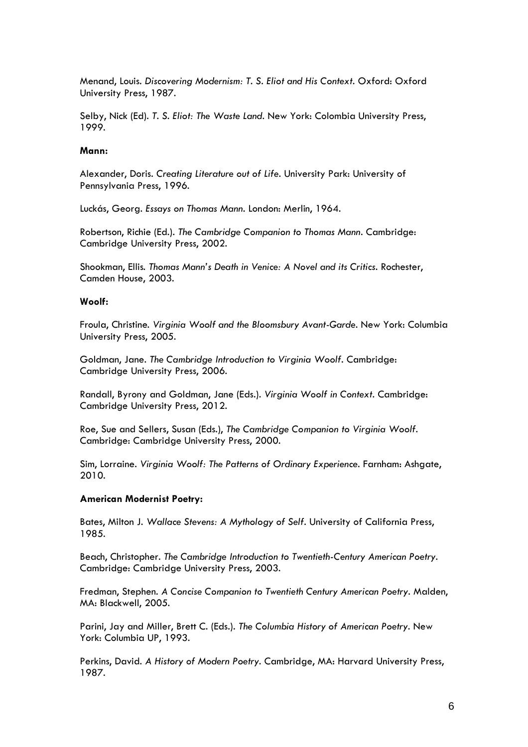Menand, Louis. *Discovering Modernism: T. S. Eliot and His Context*. Oxford: Oxford University Press, 1987.

Selby, Nick (Ed). *T. S. Eliot: The Waste Land*. New York: Colombia University Press, 1999.

**Mann:**

Alexander, Doris. *Creating Literature out of Life*. University Park: University of Pennsylvania Press, 1996.

Luckás, Georg. *Essays on Thomas Mann*. London: Merlin, 1964.

Robertson, Richie (Ed.). *The Cambridge Companion to Thomas Mann*. Cambridge: Cambridge University Press, 2002.

Shookman, Ellis. *Thomas Mann's Death in Venice: A Novel and its Critics*. Rochester, Camden House, 2003.

**Woolf:**

Froula, Christine. *Virginia Woolf and the Bloomsbury Avant-Garde*. New York: Columbia University Press, 2005.

Goldman, Jane. *The Cambridge Introduction to Virginia Woolf*. Cambridge: Cambridge University Press, 2006.

Randall, Byrony and Goldman, Jane (Eds.). *Virginia Woolf in Context*. Cambridge: Cambridge University Press, 2012.

Roe, Sue and Sellers, Susan (Eds.), *The Cambridge Companion to Virginia Woolf*. Cambridge: Cambridge University Press, 2000.

Sim, Lorraine. *Virginia Woolf: The Patterns of Ordinary Experience*. Farnham: Ashgate, 2010.

**American Modernist Poetry:**

Bates, Milton J. *Wallace Stevens: A Mythology of Self*. University of California Press, 1985.

Beach, Christopher. *The Cambridge Introduction to Twentieth-Century American Poetry*. Cambridge: Cambridge University Press, 2003.

Fredman, Stephen. *A Concise Companion to Twentieth Century American Poetry*. Malden, MA: Blackwell, 2005.

Parini, Jay and Miller, Brett C. (Eds.). *The Columbia History of American Poetry*. New York: Columbia UP, 1993.

Perkins, David. *A History of Modern Poetry*. Cambridge, MA: Harvard University Press, 1987.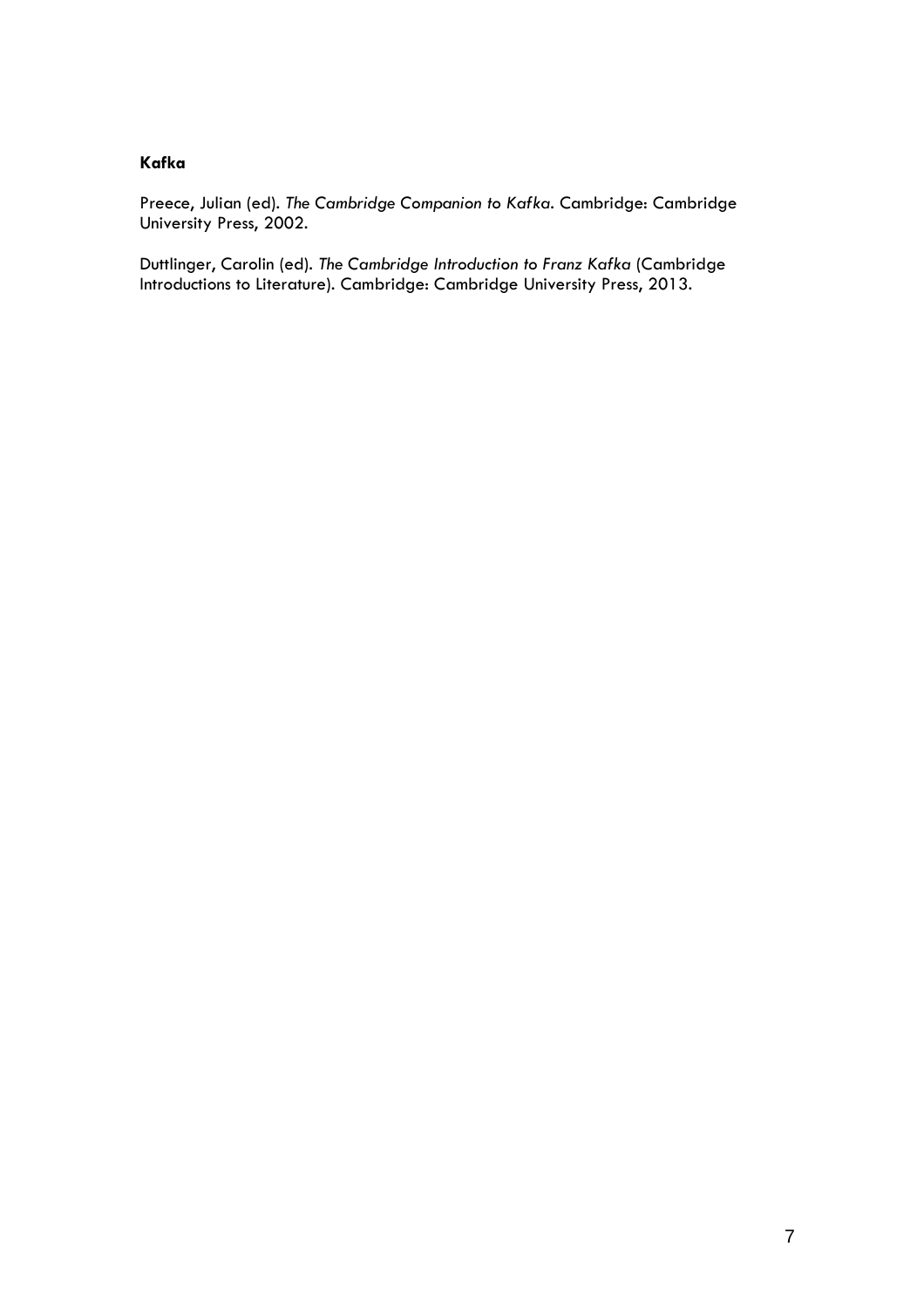**Kafka**

Preece, Julian (ed). *The Cambridge Companion to Kafka*. Cambridge: Cambridge University Press, 2002.

Duttlinger, Carolin (ed). *The Cambridge Introduction to Franz Kafka* (Cambridge Introductions to Literature). Cambridge: Cambridge University Press, 2013.